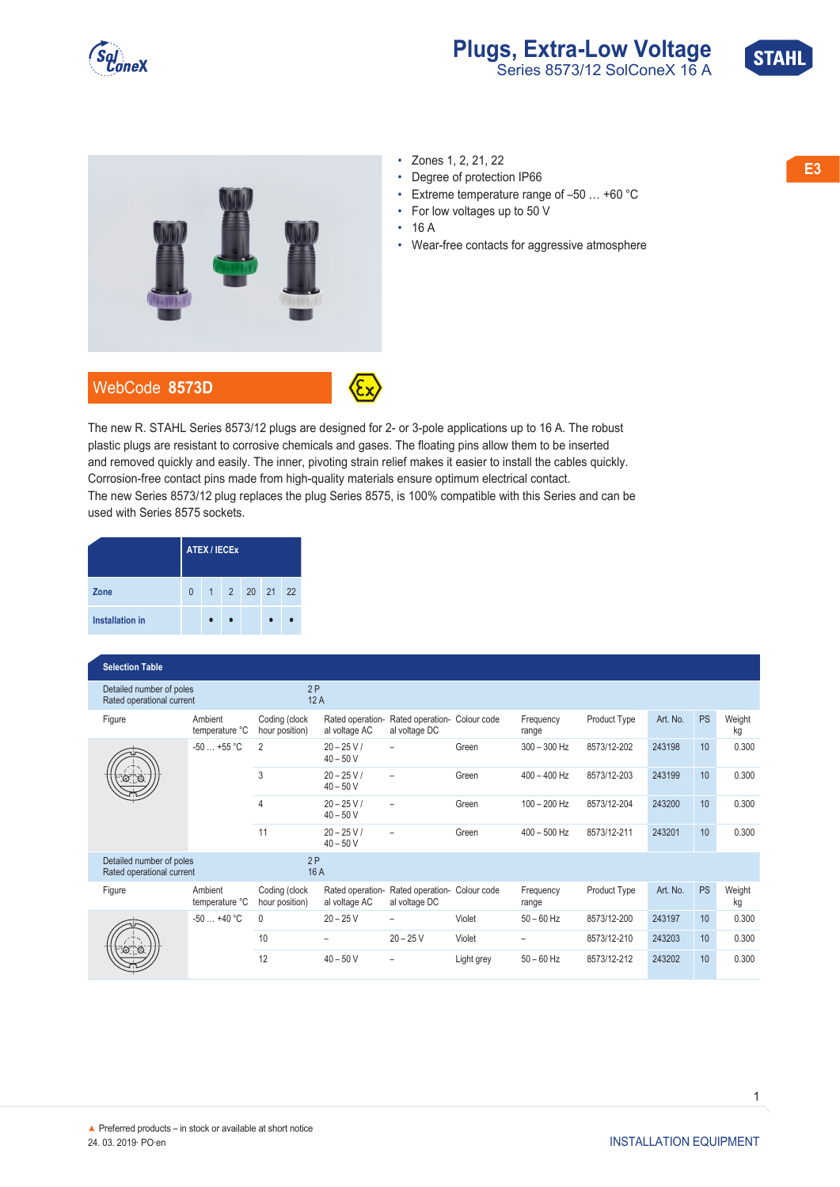# Plugs, Extra-Low Voltage

## Series 8573/12 SolConeX 16 A

E3

- Zones 1, 2, 21, 22
- Degree of protection IP66
- Extreme temperature range of –50 … +60 °C
- For low voltages up to 50 V
- 16 A
- Wear-free contacts for aggressive atmosphere

**WebCode 8573D**

The new R. STAHL Series 8573/12 plugs are designed for 2- or 3-pole applications up to 16 A. The robust plastic plugs are resistant to corrosive chemicals and gases. The floating pins allow them to be inserted and removed quickly and easily. The inner, pivoting strain relief makes it easier to install the cables quickly. Corrosion-free contact pins made from high-quality materials ensure optimum electrical contact.
The new Series 8573/12 plug replaces the plug Series 8575, is 100% compatible with this Series and can be used with Series 8575 sockets.

| | ATEX / IECEx | | | | | |
|---|---|---|---|---|---|---|
| **Zone** | 0 | 1 | 2 | 20 | 21 | 22 |
| **Installation in** | | • | • | | • | • |

**Selection Table**

| Figure | Ambient temperature °C | Coding (clock hour position) | Rated operational voltage AC | Rated operational voltage DC | Colour code | Frequency range | Product Type | Art. No. | PS | Weight kg |
|---|---|---|---|---|---|---|---|---|---|---|
| Detailed number of poles / Rated operational current: 2 P / 12 A | | | | | | | | | | |
| | -50 … +55 °C | 2 | 20 – 25 V / 40 – 50 V | – | Green | 300 – 300 Hz | 8573/12-202 | 243198 | 10 | 0.300 |
| | | 3 | 20 – 25 V / 40 – 50 V | – | Green | 400 – 400 Hz | 8573/12-203 | 243199 | 10 | 0.300 |
| | | 4 | 20 – 25 V / 40 – 50 V | – | Green | 100 – 200 Hz | 8573/12-204 | 243200 | 10 | 0.300 |
| | | 11 | 20 – 25 V / 40 – 50 V | – | Green | 400 – 500 Hz | 8573/12-211 | 243201 | 10 | 0.300 |
| Detailed number of poles / Rated operational current: 2 P / 16 A | | | | | | | | | | |
| | -50 … +40 °C | 0 | 20 – 25 V | – | Violet | 50 – 60 Hz | 8573/12-200 | 243197 | 10 | 0.300 |
| | | 10 | – | 20 – 25 V | Violet | – | 8573/12-210 | 243203 | 10 | 0.300 |
| | | 12 | 40 – 50 V | – | Light grey | 50 – 60 Hz | 8573/12-212 | 243202 | 10 | 0.300 |

▲ Preferred products – in stock or available at short notice
24. 03. 2019· PO·en

INSTALLATION EQUIPMENT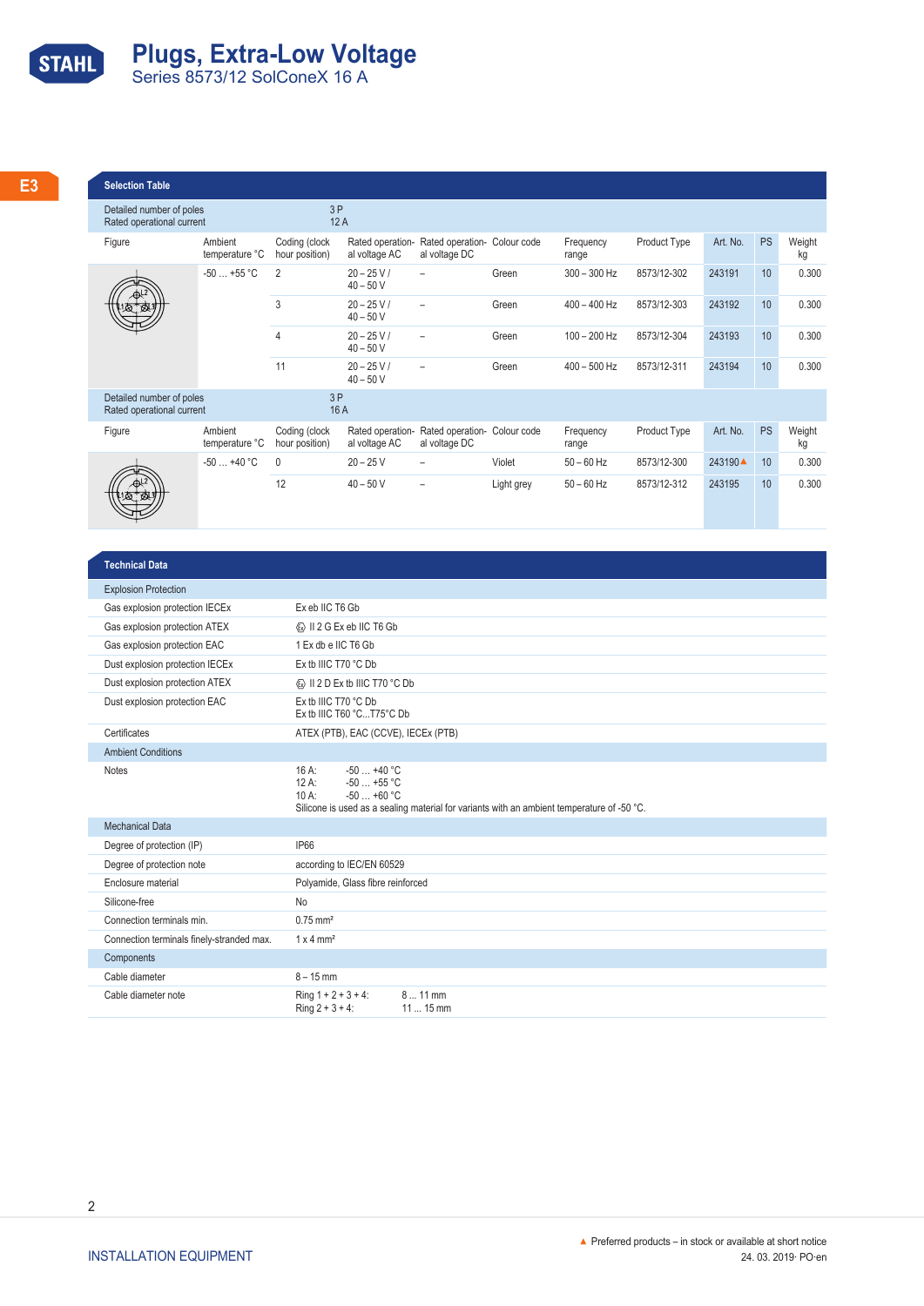# Plugs, Extra-Low Voltage
Series 8573/12 SolConeX 16 A

E3

## Selection Table

| Figure | Ambient temperature °C | Coding (clock hour position) | Rated operational voltage AC | Rated operational voltage DC | Colour code | Frequency range | Product Type | Art. No. | PS | Weight kg |
|---|---|---|---|---|---|---|---|---|---|---|
| **Detailed number of poles:** 3 P; **Rated operational current:** 12 A | | | | | | | | | | |
| | -50 … +55 °C | 2 | 20 – 25 V / 40 – 50 V | – | Green | 300 – 300 Hz | 8573/12-302 | 243191 | 10 | 0.300 |
| | | 3 | 20 – 25 V / 40 – 50 V | – | Green | 400 – 400 Hz | 8573/12-303 | 243192 | 10 | 0.300 |
| | | 4 | 20 – 25 V / 40 – 50 V | – | Green | 100 – 200 Hz | 8573/12-304 | 243193 | 10 | 0.300 |
| | | 11 | 20 – 25 V / 40 – 50 V | – | Green | 400 – 500 Hz | 8573/12-311 | 243194 | 10 | 0.300 |
| **Detailed number of poles:** 3 P; **Rated operational current:** 16 A | | | | | | | | | | |
| | -50 … +40 °C | 0 | 20 – 25 V | – | Violet | 50 – 60 Hz | 8573/12-300 | 243190▲ | 10 | 0.300 |
| | | 12 | 40 – 50 V | – | Light grey | 50 – 60 Hz | 8573/12-312 | 243195 | 10 | 0.300 |

## Technical Data

| | |
|---|---|
| **Explosion Protection** | |
| Gas explosion protection IECEx | Ex eb IIC T6 Gb |
| Gas explosion protection ATEX | Ⓔx II 2 G Ex eb IIC T6 Gb |
| Gas explosion protection EAC | 1 Ex db e IIC T6 Gb |
| Dust explosion protection IECEx | Ex tb IIIC T70 °C Db |
| Dust explosion protection ATEX | Ⓔx II 2 D Ex tb IIIC T70 °C Db |
| Dust explosion protection EAC | Ex tb IIIC T70 °C Db<br>Ex tb IIIC T60 °C...T75°C Db |
| Certificates | ATEX (PTB), EAC (CCVE), IECEx (PTB) |
| **Ambient Conditions** | |
| Notes | 16 A: -50 … +40 °C<br>12 A: -50 … +55 °C<br>10 A: -50 … +60 °C<br>Silicone is used as a sealing material for variants with an ambient temperature of -50 °C. |
| **Mechanical Data** | |
| Degree of protection (IP) | IP66 |
| Degree of protection note | according to IEC/EN 60529 |
| Enclosure material | Polyamide, Glass fibre reinforced |
| Silicone-free | No |
| Connection terminals min. | 0.75 mm² |
| Connection terminals finely-stranded max. | 1 x 4 mm² |
| **Components** | |
| Cable diameter | 8 – 15 mm |
| Cable diameter note | Ring 1 + 2 + 3 + 4: 8 … 11 mm<br>Ring 2 + 3 + 4: 11 … 15 mm |

▲ Preferred products – in stock or available at short notice

INSTALLATION EQUIPMENT

24. 03. 2019· PO·en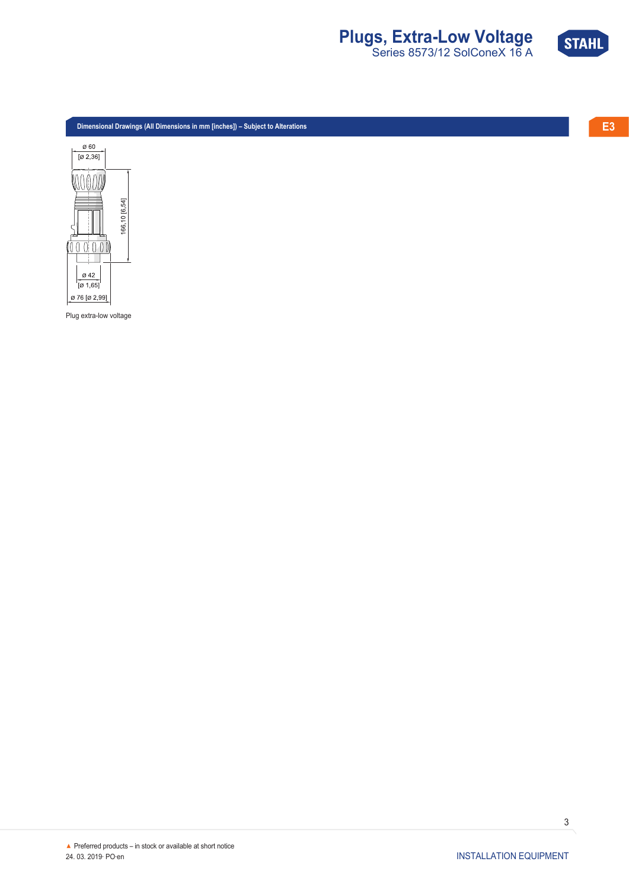## Dimensional Drawings (All Dimensions in mm [inches]) – Subject to Alterations

ø 60
[ø 2,36]
166,10 [6,54]
ø 42
[ø 1,65]
ø 76 [ø 2,99]

Plug extra-low voltage

▲ Preferred products – in stock or available at short notice